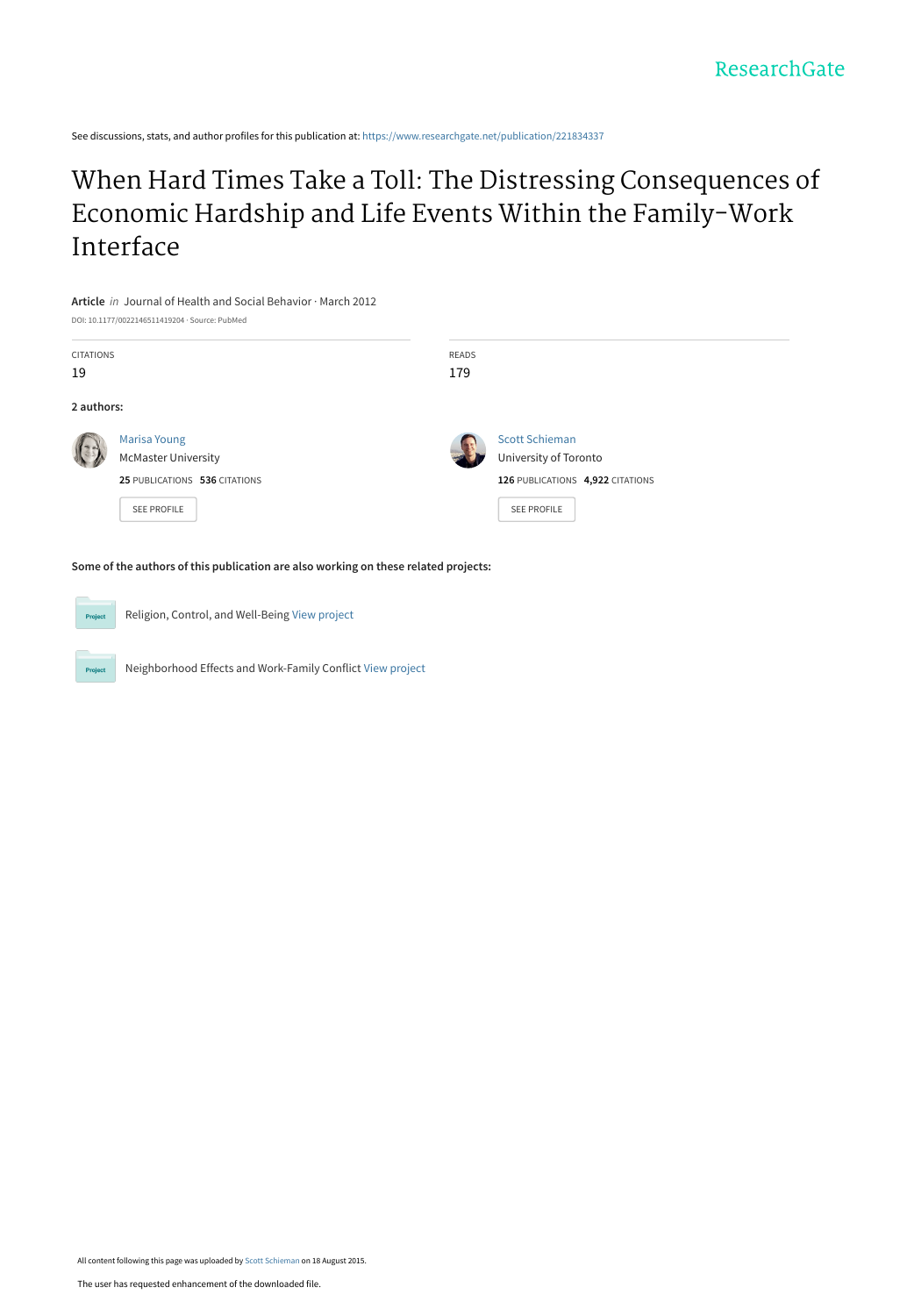ResearchGate

See discussions, stats, and author profiles for this publication at: https://www.researchgate.net/publication/221834337

# When Hard Times Take a Toll: The Distressing Consequences of Economic Hardship and Life Events Within the Family-Work Interface

**Article** *in* Journal of Health and Social Behavior · March 2012

DOI: 10.1177/0022146511419204 · Source: PubMed

| CITATIONS | READS |
| --- | --- |
| 19 | 179 |

**2 authors:**

**Marisa Young**
McMaster University
25 PUBLICATIONS 536 CITATIONS
SEE PROFILE

**Scott Schieman**
University of Toronto
126 PUBLICATIONS 4,922 CITATIONS
SEE PROFILE

**Some of the authors of this publication are also working on these related projects:**

Religion, Control, and Well-Being View project

Neighborhood Effects and Work-Family Conflict View project

All content following this page was uploaded by Scott Schieman on 18 August 2015.

The user has requested enhancement of the downloaded file.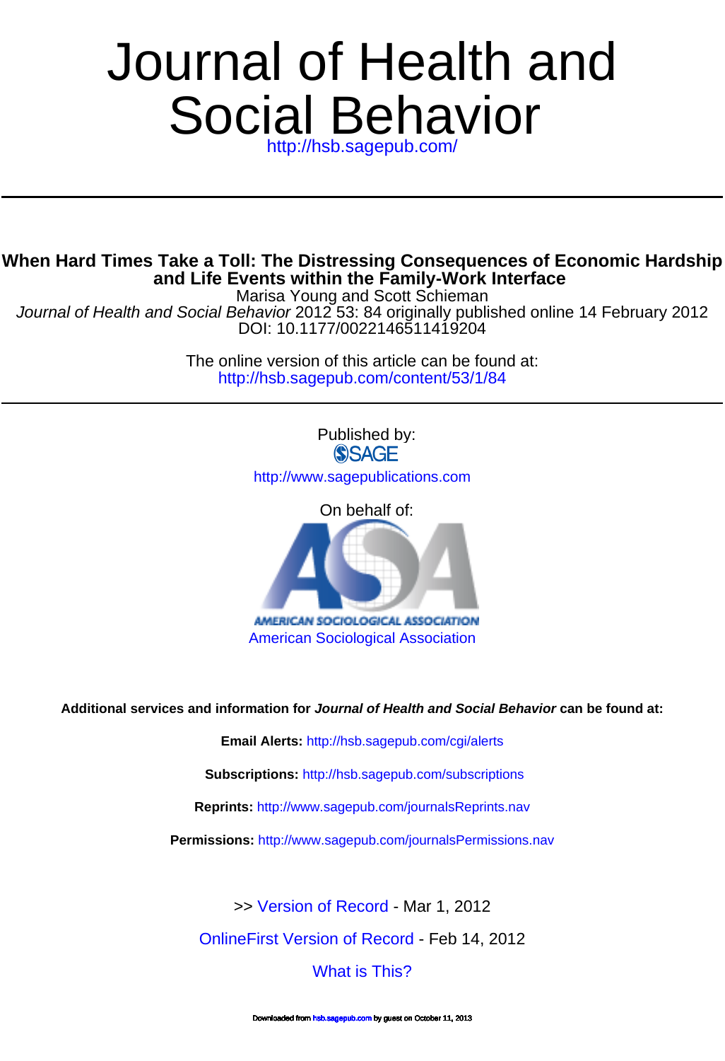# Journal of Health and Social Behavior

http://hsb.sagepub.com/

## When Hard Times Take a Toll: The Distressing Consequences of Economic Hardship and Life Events within the Family-Work Interface

Marisa Young and Scott Schieman

*Journal of Health and Social Behavior* 2012 53: 84 originally published online 14 February 2012

DOI: 10.1177/0022146511419204

The online version of this article can be found at:

http://hsb.sagepub.com/content/53/1/84

Published by:

SAGE

http://www.sagepublications.com

On behalf of:

AMERICAN SOCIOLOGICAL ASSOCIATION

American Sociological Association

**Additional services and information for *Journal of Health and Social Behavior* can be found at:**

**Email Alerts:** http://hsb.sagepub.com/cgi/alerts

**Subscriptions:** http://hsb.sagepub.com/subscriptions

**Reprints:** http://www.sagepub.com/journalsReprints.nav

**Permissions:** http://www.sagepub.com/journalsPermissions.nav

>> Version of Record - Mar 1, 2012

OnlineFirst Version of Record - Feb 14, 2012

What is This?

Downloaded from hsb.sagepub.com by guest on October 11, 2013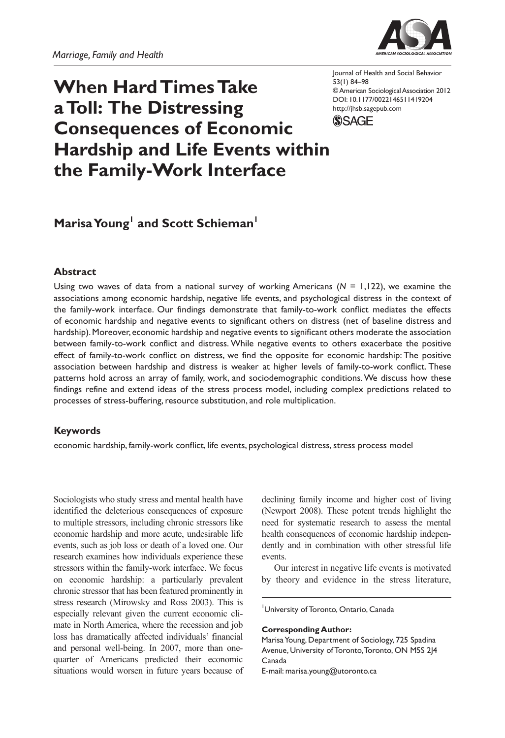Marriage, Family and Health

# When Hard Times Take a Toll: The Distressing Consequences of Economic Hardship and Life Events within the Family-Work Interface

Journal of Health and Social Behavior
53(1) 84–98
© American Sociological Association 2012
DOI: 10.1177/0022146511419204
http://jhsb.sagepub.com

**Marisa Young[1] and Scott Schieman[1]**

## Abstract

Using two waves of data from a national survey of working Americans ($N$ = 1,122), we examine the associations among economic hardship, negative life events, and psychological distress in the context of the family-work interface. Our findings demonstrate that family-to-work conflict mediates the effects of economic hardship and negative events to significant others on distress (net of baseline distress and hardship). Moreover, economic hardship and negative events to significant others moderate the association between family-to-work conflict and distress. While negative events to others exacerbate the positive effect of family-to-work conflict on distress, we find the opposite for economic hardship: The positive association between hardship and distress is weaker at higher levels of family-to-work conflict. These patterns hold across an array of family, work, and sociodemographic conditions. We discuss how these findings refine and extend ideas of the stress process model, including complex predictions related to processes of stress-buffering, resource substitution, and role multiplication.

## Keywords

economic hardship, family-work conflict, life events, psychological distress, stress process model

Sociologists who study stress and mental health have identified the deleterious consequences of exposure to multiple stressors, including chronic stressors like economic hardship and more acute, undesirable life events, such as job loss or death of a loved one. Our research examines how individuals experience these stressors within the family-work interface. We focus on economic hardship: a particularly prevalent chronic stressor that has been featured prominently in stress research (Mirowsky and Ross 2003). This is especially relevant given the current economic climate in North America, where the recession and job loss has dramatically affected individuals' financial and personal well-being. In 2007, more than one-quarter of Americans predicted their economic situations would worsen in future years because of declining family income and higher cost of living (Newport 2008). These potent trends highlight the need for systematic research to assess the mental health consequences of economic hardship independently and in combination with other stressful life events.

Our interest in negative life events is motivated by theory and evidence in the stress literature,

[1]University of Toronto, Ontario, Canada

**Corresponding Author:**
Marisa Young, Department of Sociology, 725 Spadina Avenue, University of Toronto, Toronto, ON M5S 2J4 Canada
E-mail: marisa.young@utoronto.ca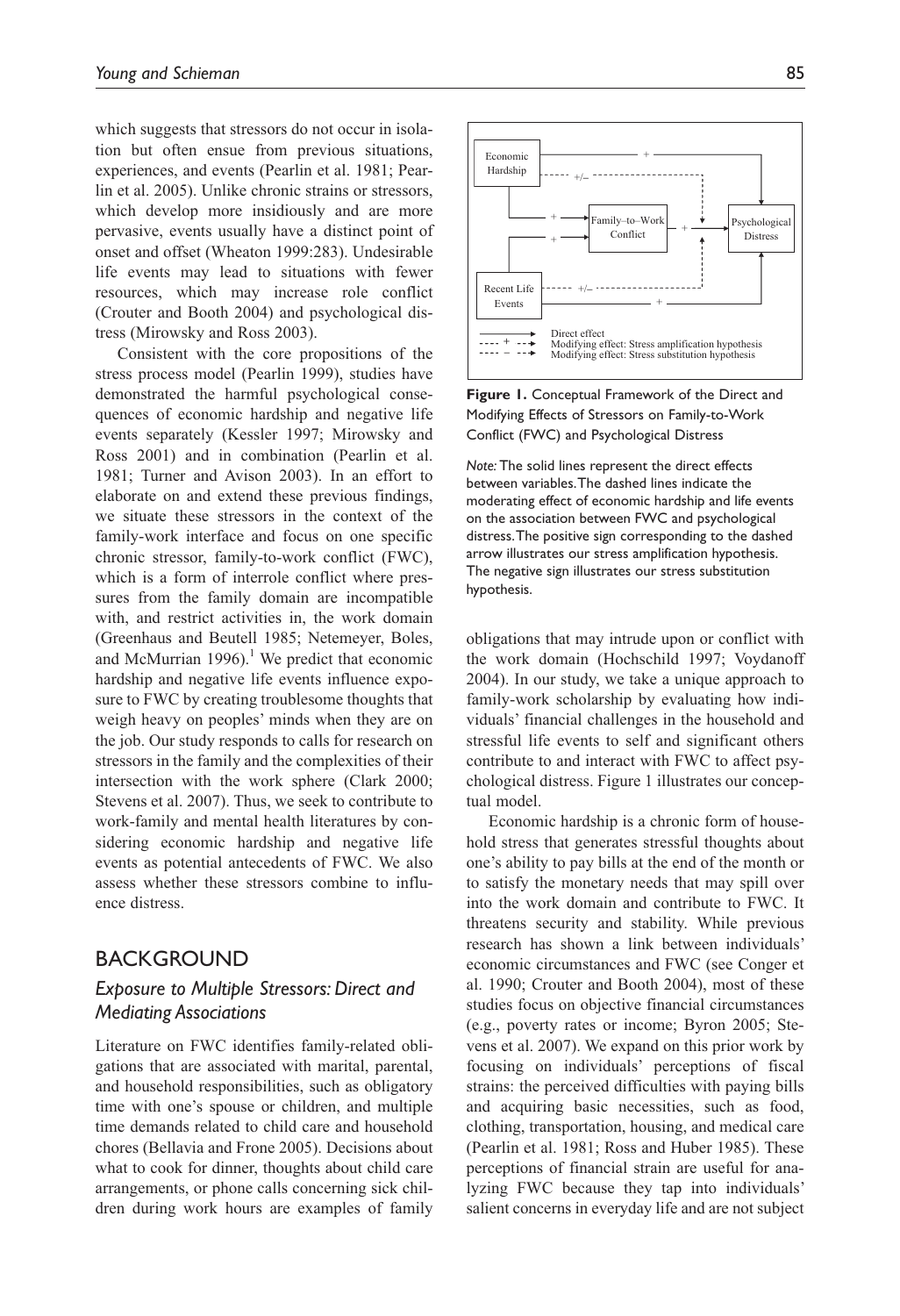which suggests that stressors do not occur in isolation but often ensue from previous situations, experiences, and events (Pearlin et al. 1981; Pearlin et al. 2005). Unlike chronic strains or stressors, which develop more insidiously and are more pervasive, events usually have a distinct point of onset and offset (Wheaton 1999:283). Undesirable life events may lead to situations with fewer resources, which may increase role conflict (Crouter and Booth 2004) and psychological distress (Mirowsky and Ross 2003).

Consistent with the core propositions of the stress process model (Pearlin 1999), studies have demonstrated the harmful psychological consequences of economic hardship and negative life events separately (Kessler 1997; Mirowsky and Ross 2001) and in combination (Pearlin et al. 1981; Turner and Avison 2003). In an effort to elaborate on and extend these previous findings, we situate these stressors in the context of the family-work interface and focus on one specific chronic stressor, family-to-work conflict (FWC), which is a form of interrole conflict where pressures from the family domain are incompatible with, and restrict activities in, the work domain (Greenhaus and Beutell 1985; Netemeyer, Boles, and McMurrian 1996).[1] We predict that economic hardship and negative life events influence exposure to FWC by creating troublesome thoughts that weigh heavy on peoples' minds when they are on the job. Our study responds to calls for research on stressors in the family and the complexities of their intersection with the work sphere (Clark 2000; Stevens et al. 2007). Thus, we seek to contribute to work-family and mental health literatures by considering economic hardship and negative life events as potential antecedents of FWC. We also assess whether these stressors combine to influence distress.

## BACKGROUND

### Exposure to Multiple Stressors: Direct and Mediating Associations

Literature on FWC identifies family-related obligations that are associated with marital, parental, and household responsibilities, such as obligatory time with one's spouse or children, and multiple time demands related to child care and household chores (Bellavia and Frone 2005). Decisions about what to cook for dinner, thoughts about child care arrangements, or phone calls concerning sick children during work hours are examples of family obligations that may intrude upon or conflict with the work domain (Hochschild 1997; Voydanoff 2004). In our study, we take a unique approach to family-work scholarship by evaluating how individuals' financial challenges in the household and stressful life events to self and significant others contribute to and interact with FWC to affect psychological distress. Figure 1 illustrates our conceptual model.

**Figure 1.** Conceptual Framework of the Direct and Modifying Effects of Stressors on Family-to-Work Conflict (FWC) and Psychological Distress

*Note:* The solid lines represent the direct effects between variables. The dashed lines indicate the moderating effect of economic hardship and life events on the association between FWC and psychological distress. The positive sign corresponding to the dashed arrow illustrates our stress amplification hypothesis. The negative sign illustrates our stress substitution hypothesis.

Economic hardship is a chronic form of household stress that generates stressful thoughts about one's ability to pay bills at the end of the month or to satisfy the monetary needs that may spill over into the work domain and contribute to FWC. It threatens security and stability. While previous research has shown a link between individuals' economic circumstances and FWC (see Conger et al. 1990; Crouter and Booth 2004), most of these studies focus on objective financial circumstances (e.g., poverty rates or income; Byron 2005; Stevens et al. 2007). We expand on this prior work by focusing on individuals' perceptions of fiscal strains: the perceived difficulties with paying bills and acquiring basic necessities, such as food, clothing, transportation, housing, and medical care (Pearlin et al. 1981; Ross and Huber 1985). These perceptions of financial strain are useful for analyzing FWC because they tap into individuals' salient concerns in everyday life and are not subject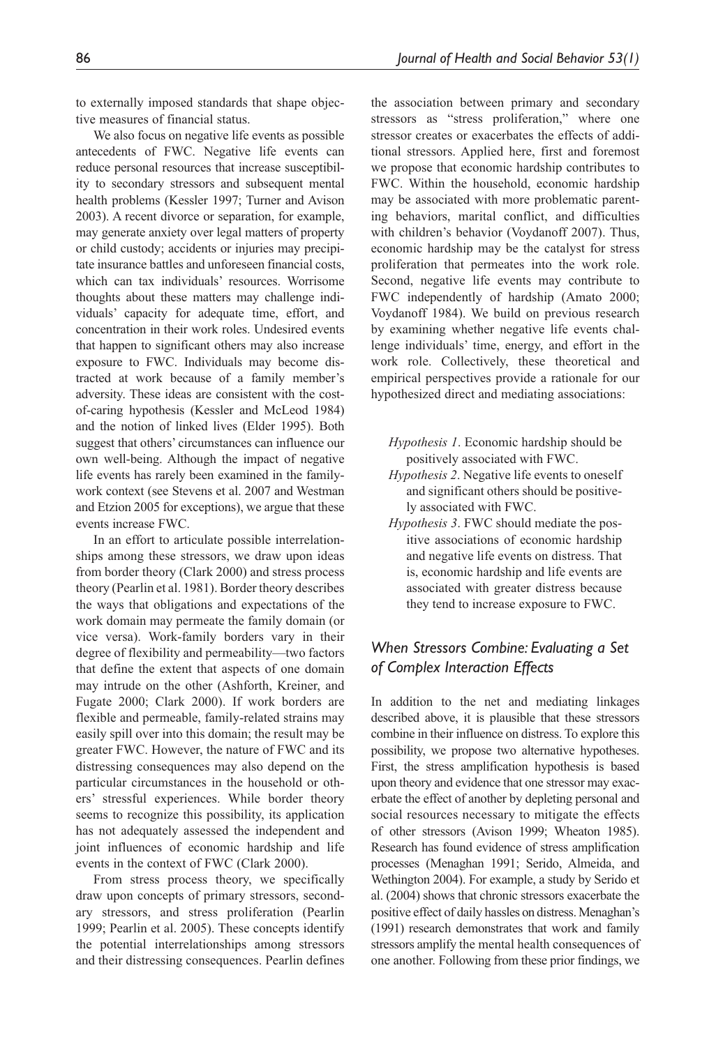to externally imposed standards that shape objective measures of financial status.

We also focus on negative life events as possible antecedents of FWC. Negative life events can reduce personal resources that increase susceptibility to secondary stressors and subsequent mental health problems (Kessler 1997; Turner and Avison 2003). A recent divorce or separation, for example, may generate anxiety over legal matters of property or child custody; accidents or injuries may precipitate insurance battles and unforeseen financial costs, which can tax individuals' resources. Worrisome thoughts about these matters may challenge individuals' capacity for adequate time, effort, and concentration in their work roles. Undesired events that happen to significant others may also increase exposure to FWC. Individuals may become distracted at work because of a family member's adversity. These ideas are consistent with the cost-of-caring hypothesis (Kessler and McLeod 1984) and the notion of linked lives (Elder 1995). Both suggest that others' circumstances can influence our own well-being. Although the impact of negative life events has rarely been examined in the family-work context (see Stevens et al. 2007 and Westman and Etzion 2005 for exceptions), we argue that these events increase FWC.

In an effort to articulate possible interrelationships among these stressors, we draw upon ideas from border theory (Clark 2000) and stress process theory (Pearlin et al. 1981). Border theory describes the ways that obligations and expectations of the work domain may permeate the family domain (or vice versa). Work-family borders vary in their degree of flexibility and permeability—two factors that define the extent that aspects of one domain may intrude on the other (Ashforth, Kreiner, and Fugate 2000; Clark 2000). If work borders are flexible and permeable, family-related strains may easily spill over into this domain; the result may be greater FWC. However, the nature of FWC and its distressing consequences may also depend on the particular circumstances in the household or others' stressful experiences. While border theory seems to recognize this possibility, its application has not adequately assessed the independent and joint influences of economic hardship and life events in the context of FWC (Clark 2000).

From stress process theory, we specifically draw upon concepts of primary stressors, secondary stressors, and stress proliferation (Pearlin 1999; Pearlin et al. 2005). These concepts identify the potential interrelationships among stressors and their distressing consequences. Pearlin defines the association between primary and secondary stressors as "stress proliferation," where one stressor creates or exacerbates the effects of additional stressors. Applied here, first and foremost we propose that economic hardship contributes to FWC. Within the household, economic hardship may be associated with more problematic parenting behaviors, marital conflict, and difficulties with children's behavior (Voydanoff 2007). Thus, economic hardship may be the catalyst for stress proliferation that permeates into the work role. Second, negative life events may contribute to FWC independently of hardship (Amato 2000; Voydanoff 1984). We build on previous research by examining whether negative life events challenge individuals' time, energy, and effort in the work role. Collectively, these theoretical and empirical perspectives provide a rationale for our hypothesized direct and mediating associations:

- *Hypothesis 1*. Economic hardship should be positively associated with FWC.
- *Hypothesis 2*. Negative life events to oneself and significant others should be positively associated with FWC.
- *Hypothesis 3*. FWC should mediate the positive associations of economic hardship and negative life events on distress. That is, economic hardship and life events are associated with greater distress because they tend to increase exposure to FWC.

## *When Stressors Combine: Evaluating a Set of Complex Interaction Effects*

In addition to the net and mediating linkages described above, it is plausible that these stressors combine in their influence on distress. To explore this possibility, we propose two alternative hypotheses. First, the stress amplification hypothesis is based upon theory and evidence that one stressor may exacerbate the effect of another by depleting personal and social resources necessary to mitigate the effects of other stressors (Avison 1999; Wheaton 1985). Research has found evidence of stress amplification processes (Menaghan 1991; Serido, Almeida, and Wethington 2004). For example, a study by Serido et al. (2004) shows that chronic stressors exacerbate the positive effect of daily hassles on distress. Menaghan's (1991) research demonstrates that work and family stressors amplify the mental health consequences of one another. Following from these prior findings, we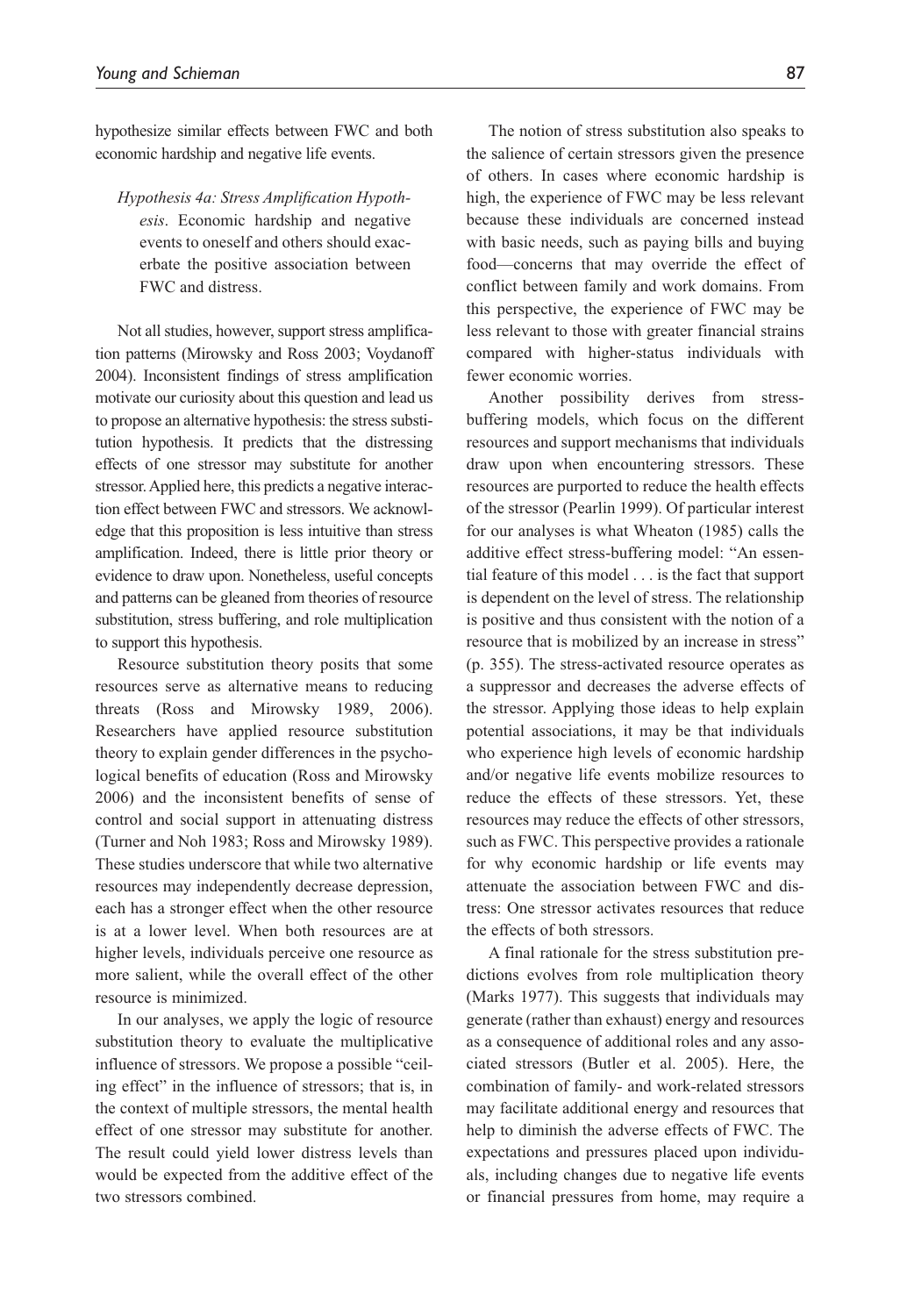hypothesize similar effects between FWC and both economic hardship and negative life events.

> *Hypothesis 4a: Stress Amplification Hypothesis*. Economic hardship and negative events to oneself and others should exacerbate the positive association between FWC and distress.

Not all studies, however, support stress amplification patterns (Mirowsky and Ross 2003; Voydanoff 2004). Inconsistent findings of stress amplification motivate our curiosity about this question and lead us to propose an alternative hypothesis: the stress substitution hypothesis. It predicts that the distressing effects of one stressor may substitute for another stressor. Applied here, this predicts a negative interaction effect between FWC and stressors. We acknowledge that this proposition is less intuitive than stress amplification. Indeed, there is little prior theory or evidence to draw upon. Nonetheless, useful concepts and patterns can be gleaned from theories of resource substitution, stress buffering, and role multiplication to support this hypothesis.

Resource substitution theory posits that some resources serve as alternative means to reducing threats (Ross and Mirowsky 1989, 2006). Researchers have applied resource substitution theory to explain gender differences in the psychological benefits of education (Ross and Mirowsky 2006) and the inconsistent benefits of sense of control and social support in attenuating distress (Turner and Noh 1983; Ross and Mirowsky 1989). These studies underscore that while two alternative resources may independently decrease depression, each has a stronger effect when the other resource is at a lower level. When both resources are at higher levels, individuals perceive one resource as more salient, while the overall effect of the other resource is minimized.

In our analyses, we apply the logic of resource substitution theory to evaluate the multiplicative influence of stressors. We propose a possible "ceiling effect" in the influence of stressors; that is, in the context of multiple stressors, the mental health effect of one stressor may substitute for another. The result could yield lower distress levels than would be expected from the additive effect of the two stressors combined.

The notion of stress substitution also speaks to the salience of certain stressors given the presence of others. In cases where economic hardship is high, the experience of FWC may be less relevant because these individuals are concerned instead with basic needs, such as paying bills and buying food—concerns that may override the effect of conflict between family and work domains. From this perspective, the experience of FWC may be less relevant to those with greater financial strains compared with higher-status individuals with fewer economic worries.

Another possibility derives from stress-buffering models, which focus on the different resources and support mechanisms that individuals draw upon when encountering stressors. These resources are purported to reduce the health effects of the stressor (Pearlin 1999). Of particular interest for our analyses is what Wheaton (1985) calls the additive effect stress-buffering model: "An essential feature of this model . . . is the fact that support is dependent on the level of stress. The relationship is positive and thus consistent with the notion of a resource that is mobilized by an increase in stress" (p. 355). The stress-activated resource operates as a suppressor and decreases the adverse effects of the stressor. Applying those ideas to help explain potential associations, it may be that individuals who experience high levels of economic hardship and/or negative life events mobilize resources to reduce the effects of these stressors. Yet, these resources may reduce the effects of other stressors, such as FWC. This perspective provides a rationale for why economic hardship or life events may attenuate the association between FWC and distress: One stressor activates resources that reduce the effects of both stressors.

A final rationale for the stress substitution predictions evolves from role multiplication theory (Marks 1977). This suggests that individuals may generate (rather than exhaust) energy and resources as a consequence of additional roles and any associated stressors (Butler et al. 2005). Here, the combination of family- and work-related stressors may facilitate additional energy and resources that help to diminish the adverse effects of FWC. The expectations and pressures placed upon individuals, including changes due to negative life events or financial pressures from home, may require a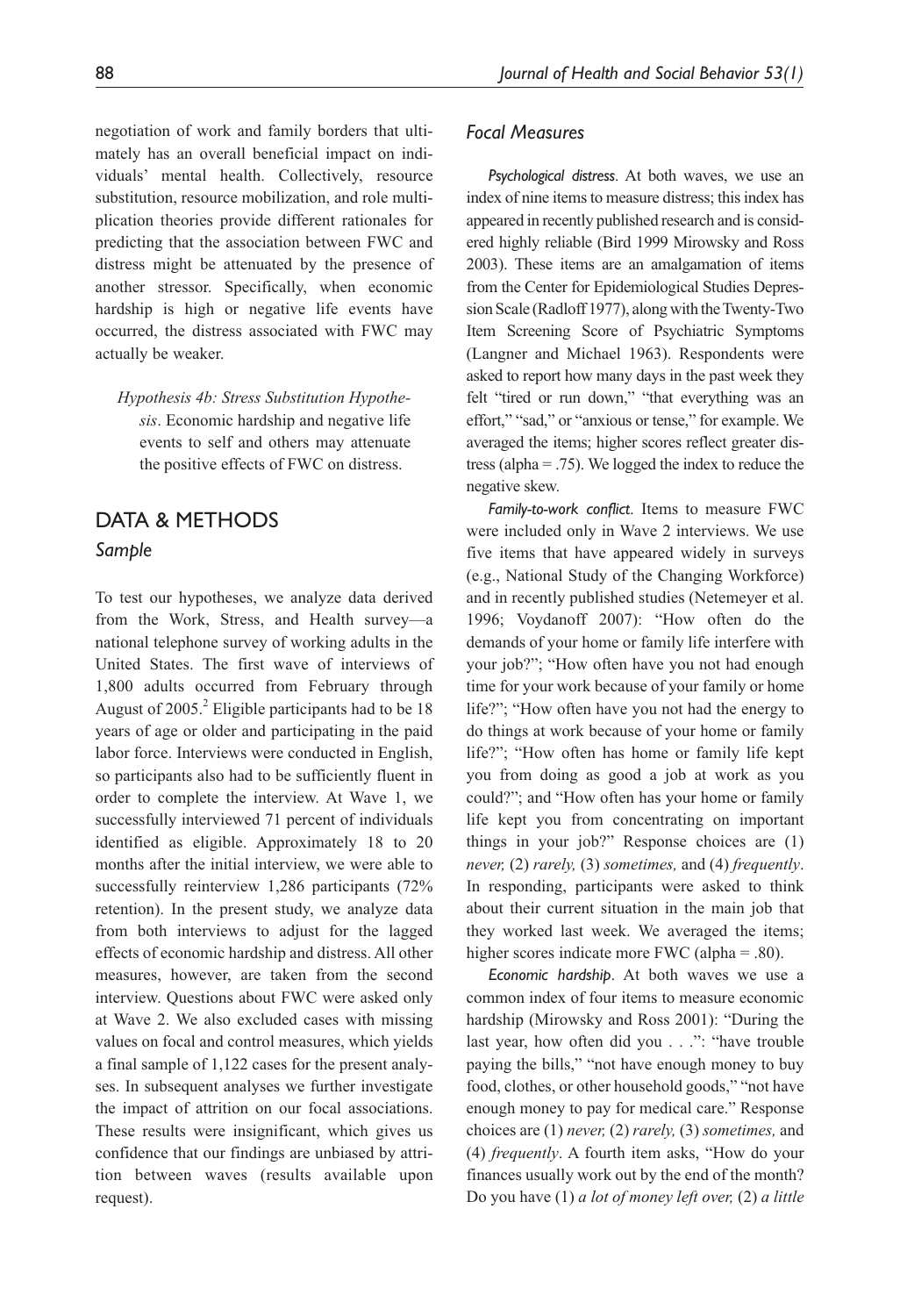negotiation of work and family borders that ultimately has an overall beneficial impact on individuals' mental health. Collectively, resource substitution, resource mobilization, and role multiplication theories provide different rationales for predicting that the association between FWC and distress might be attenuated by the presence of another stressor. Specifically, when economic hardship is high or negative life events have occurred, the distress associated with FWC may actually be weaker.

*Hypothesis 4b: Stress Substitution Hypothesis*. Economic hardship and negative life events to self and others may attenuate the positive effects of FWC on distress.

## DATA & METHODS

### Sample

To test our hypotheses, we analyze data derived from the Work, Stress, and Health survey—a national telephone survey of working adults in the United States. The first wave of interviews of 1,800 adults occurred from February through August of 2005.[2] Eligible participants had to be 18 years of age or older and participating in the paid labor force. Interviews were conducted in English, so participants also had to be sufficiently fluent in order to complete the interview. At Wave 1, we successfully interviewed 71 percent of individuals identified as eligible. Approximately 18 to 20 months after the initial interview, we were able to successfully reinterview 1,286 participants (72% retention). In the present study, we analyze data from both interviews to adjust for the lagged effects of economic hardship and distress. All other measures, however, are taken from the second interview. Questions about FWC were asked only at Wave 2. We also excluded cases with missing values on focal and control measures, which yields a final sample of 1,122 cases for the present analyses. In subsequent analyses we further investigate the impact of attrition on our focal associations. These results were insignificant, which gives us confidence that our findings are unbiased by attrition between waves (results available upon request).

### Focal Measures

*Psychological distress*. At both waves, we use an index of nine items to measure distress; this index has appeared in recently published research and is considered highly reliable (Bird 1999 Mirowsky and Ross 2003). These items are an amalgamation of items from the Center for Epidemiological Studies Depression Scale (Radloff 1977), along with the Twenty-Two Item Screening Score of Psychiatric Symptoms (Langner and Michael 1963). Respondents were asked to report how many days in the past week they felt "tired or run down," "that everything was an effort," "sad," or "anxious or tense," for example. We averaged the items; higher scores reflect greater distress (alpha = .75). We logged the index to reduce the negative skew.

*Family-to-work conflict*. Items to measure FWC were included only in Wave 2 interviews. We use five items that have appeared widely in surveys (e.g., National Study of the Changing Workforce) and in recently published studies (Netemeyer et al. 1996; Voydanoff 2007): "How often do the demands of your home or family life interfere with your job?"; "How often have you not had enough time for your work because of your family or home life?"; "How often have you not had the energy to do things at work because of your home or family life?"; "How often has home or family life kept you from doing as good a job at work as you could?"; and "How often has your home or family life kept you from concentrating on important things in your job?" Response choices are (1) *never,* (2) *rarely,* (3) *sometimes,* and (4) *frequently*. In responding, participants were asked to think about their current situation in the main job that they worked last week. We averaged the items; higher scores indicate more FWC (alpha = .80).

*Economic hardship*. At both waves we use a common index of four items to measure economic hardship (Mirowsky and Ross 2001): "During the last year, how often did you . . .": "have trouble paying the bills," "not have enough money to buy food, clothes, or other household goods," "not have enough money to pay for medical care." Response choices are (1) *never,* (2) *rarely,* (3) *sometimes,* and (4) *frequently*. A fourth item asks, "How do your finances usually work out by the end of the month? Do you have (1) *a lot of money left over,* (2) *a little*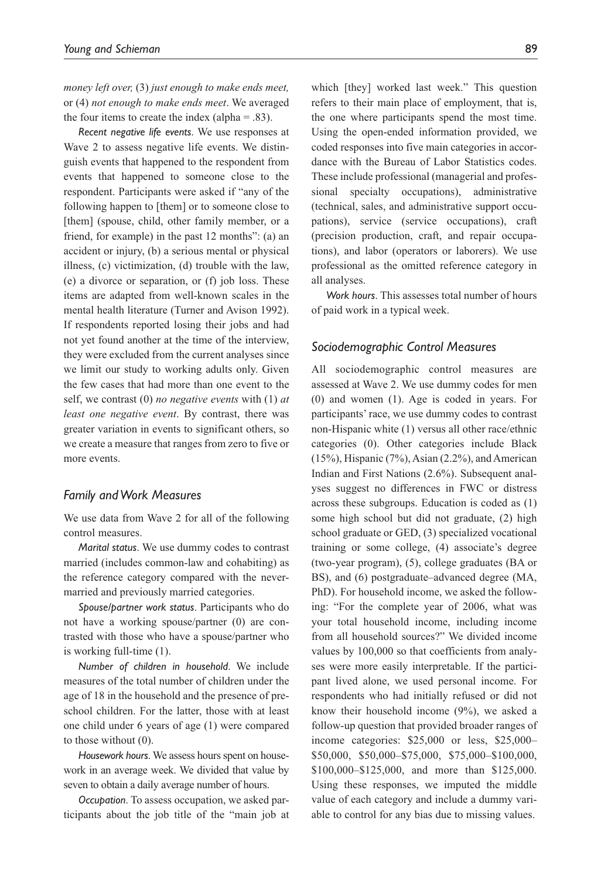*money left over,* (3) *just enough to make ends meet,* or (4) *not enough to make ends meet*. We averaged the four items to create the index (alpha = .83).

*Recent negative life events*. We use responses at Wave 2 to assess negative life events. We distinguish events that happened to the respondent from events that happened to someone close to the respondent. Participants were asked if "any of the following happen to [them] or to someone close to [them] (spouse, child, other family member, or a friend, for example) in the past 12 months": (a) an accident or injury, (b) a serious mental or physical illness, (c) victimization, (d) trouble with the law, (e) a divorce or separation, or (f) job loss. These items are adapted from well-known scales in the mental health literature (Turner and Avison 1992). If respondents reported losing their jobs and had not yet found another at the time of the interview, they were excluded from the current analyses since we limit our study to working adults only. Given the few cases that had more than one event to the self, we contrast (0) *no negative events* with (1) *at least one negative event*. By contrast, there was greater variation in events to significant others, so we create a measure that ranges from zero to five or more events.

### Family and Work Measures

We use data from Wave 2 for all of the following control measures.

*Marital status*. We use dummy codes to contrast married (includes common-law and cohabiting) as the reference category compared with the never-married and previously married categories.

*Spouse/partner work status*. Participants who do not have a working spouse/partner (0) are contrasted with those who have a spouse/partner who is working full-time (1).

*Number of children in household*. We include measures of the total number of children under the age of 18 in the household and the presence of preschool children. For the latter, those with at least one child under 6 years of age (1) were compared to those without (0).

*Housework hours*. We assess hours spent on housework in an average week. We divided that value by seven to obtain a daily average number of hours.

*Occupation*. To assess occupation, we asked participants about the job title of the "main job at which [they] worked last week." This question refers to their main place of employment, that is, the one where participants spend the most time. Using the open-ended information provided, we coded responses into five main categories in accordance with the Bureau of Labor Statistics codes. These include professional (managerial and professional specialty occupations), administrative (technical, sales, and administrative support occupations), service (service occupations), craft (precision production, craft, and repair occupations), and labor (operators or laborers). We use professional as the omitted reference category in all analyses.

*Work hours*. This assesses total number of hours of paid work in a typical week.

### Sociodemographic Control Measures

All sociodemographic control measures are assessed at Wave 2. We use dummy codes for men (0) and women (1). Age is coded in years. For participants' race, we use dummy codes to contrast non-Hispanic white (1) versus all other race/ethnic categories (0). Other categories include Black (15%), Hispanic (7%), Asian (2.2%), and American Indian and First Nations (2.6%). Subsequent analyses suggest no differences in FWC or distress across these subgroups. Education is coded as (1) some high school but did not graduate, (2) high school graduate or GED, (3) specialized vocational training or some college, (4) associate's degree (two-year program), (5), college graduates (BA or BS), and (6) postgraduate–advanced degree (MA, PhD). For household income, we asked the following: "For the complete year of 2006, what was your total household income, including income from all household sources?" We divided income values by 100,000 so that coefficients from analyses were more easily interpretable. If the participant lived alone, we used personal income. For respondents who had initially refused or did not know their household income (9%), we asked a follow-up question that provided broader ranges of income categories: $25,000 or less, $25,000–$50,000, $50,000–$75,000, $75,000–$100,000, $100,000–$125,000, and more than $125,000. Using these responses, we imputed the middle value of each category and include a dummy variable to control for any bias due to missing values.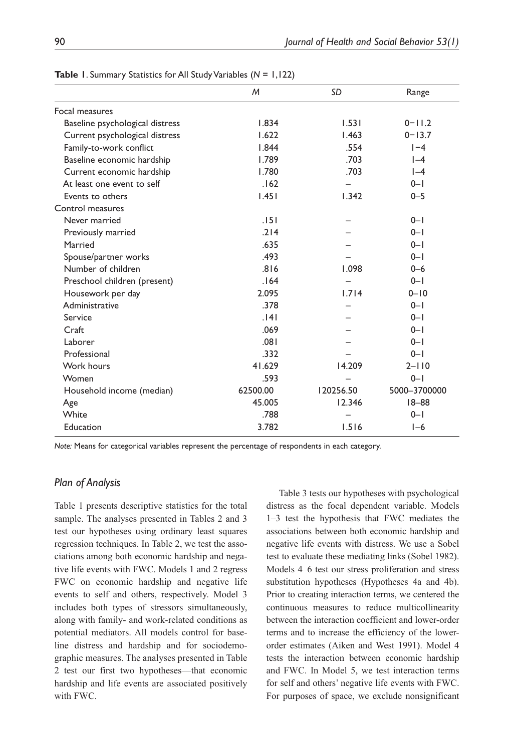**Table 1**. Summary Statistics for All Study Variables ($N$ = 1,122)

| | *M* | *SD* | Range |
|---|---|---|---|
| Focal measures | | | |
| Baseline psychological distress | 1.834 | 1.531 | 0–11.2 |
| Current psychological distress | 1.622 | 1.463 | 0–13.7 |
| Family-to-work conflict | 1.844 | .554 | 1–4 |
| Baseline economic hardship | 1.789 | .703 | 1–4 |
| Current economic hardship | 1.780 | .703 | 1–4 |
| At least one event to self | .162 | – | 0–1 |
| Events to others | 1.451 | 1.342 | 0–5 |
| Control measures | | | |
| Never married | .151 | – | 0–1 |
| Previously married | .214 | – | 0–1 |
| Married | .635 | – | 0–1 |
| Spouse/partner works | .493 | – | 0–1 |
| Number of children | .816 | 1.098 | 0–6 |
| Preschool children (present) | .164 | – | 0–1 |
| Housework per day | 2.095 | 1.714 | 0–10 |
| Administrative | .378 | – | 0–1 |
| Service | .141 | – | 0–1 |
| Craft | .069 | – | 0–1 |
| Laborer | .081 | – | 0–1 |
| Professional | .332 | – | 0–1 |
| Work hours | 41.629 | 14.209 | 2–110 |
| Women | .593 | – | 0–1 |
| Household income (median) | 62500.00 | 120256.50 | 5000–3700000 |
| Age | 45.005 | 12.346 | 18–88 |
| White | .788 | – | 0–1 |
| Education | 3.782 | 1.516 | 1–6 |

*Note:* Means for categorical variables represent the percentage of respondents in each category.

### *Plan of Analysis*

Table 1 presents descriptive statistics for the total sample. The analyses presented in Tables 2 and 3 test our hypotheses using ordinary least squares regression techniques. In Table 2, we test the associations among both economic hardship and negative life events with FWC. Models 1 and 2 regress FWC on economic hardship and negative life events to self and others, respectively. Model 3 includes both types of stressors simultaneously, along with family- and work-related conditions as potential mediators. All models control for baseline distress and hardship and for sociodemographic measures. The analyses presented in Table 2 test our first two hypotheses—that economic hardship and life events are associated positively with FWC.

Table 3 tests our hypotheses with psychological distress as the focal dependent variable. Models 1–3 test the hypothesis that FWC mediates the associations between both economic hardship and negative life events with distress. We use a Sobel test to evaluate these mediating links (Sobel 1982). Models 4–6 test our stress proliferation and stress substitution hypotheses (Hypotheses 4a and 4b). Prior to creating interaction terms, we centered the continuous measures to reduce multicollinearity between the interaction coefficient and lower-order terms and to increase the efficiency of the lower-order estimates (Aiken and West 1991). Model 4 tests the interaction between economic hardship and FWC. In Model 5, we test interaction terms for self and others' negative life events with FWC. For purposes of space, we exclude nonsignificant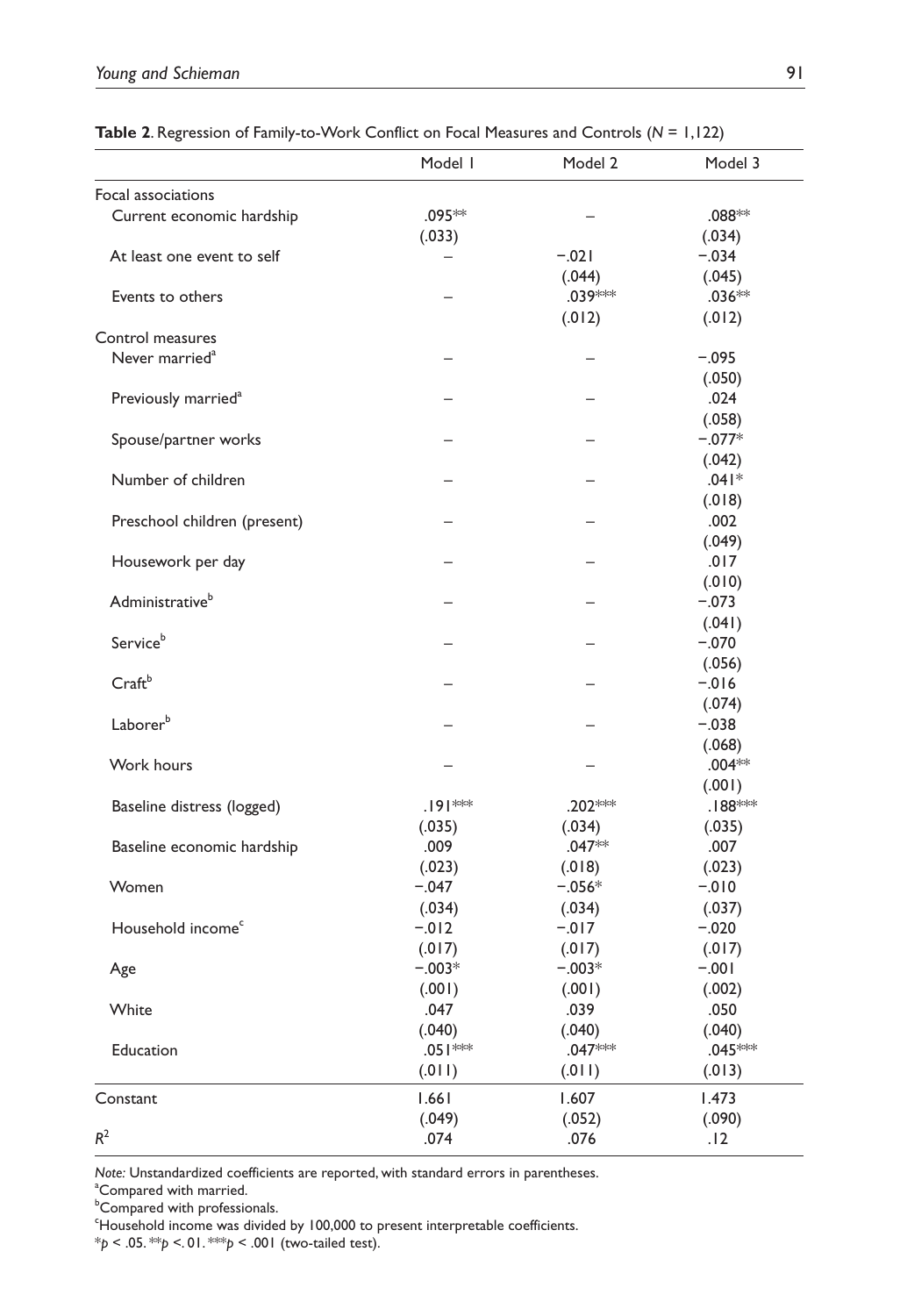**Table 2**. Regression of Family-to-Work Conflict on Focal Measures and Controls ($N$ = 1,122)

| | Model 1 | Model 2 | Model 3 |
|---|---|---|---|
| Focal associations | | | |
| Current economic hardship | .095** | – | .088** |
| | (.033) | | (.034) |
| At least one event to self | – | −.021 | −.034 |
| | | (.044) | (.045) |
| Events to others | – | .039*** | .036** |
| | | (.012) | (.012) |
| Control measures | | | |
| Never married[a] | – | – | −.095 |
| | | | (.050) |
| Previously married[a] | – | – | .024 |
| | | | (.058) |
| Spouse/partner works | – | – | −.077* |
| | | | (.042) |
| Number of children | – | – | .041* |
| | | | (.018) |
| Preschool children (present) | – | – | .002 |
| | | | (.049) |
| Housework per day | – | – | .017 |
| | | | (.010) |
| Administrative[b] | – | – | −.073 |
| | | | (.041) |
| Service[b] | – | – | −.070 |
| | | | (.056) |
| Craft[b] | – | – | −.016 |
| | | | (.074) |
| Laborer[b] | – | – | −.038 |
| | | | (.068) |
| Work hours | – | – | .004** |
| | | | (.001) |
| Baseline distress (logged) | .191*** | .202*** | .188*** |
| | (.035) | (.034) | (.035) |
| Baseline economic hardship | .009 | .047** | .007 |
| | (.023) | (.018) | (.023) |
| Women | −.047 | −.056* | −.010 |
| | (.034) | (.034) | (.037) |
| Household income[c] | −.012 | −.017 | −.020 |
| | (.017) | (.017) | (.017) |
| Age | −.003* | −.003* | −.001 |
| | (.001) | (.001) | (.002) |
| White | .047 | .039 | .050 |
| | (.040) | (.040) | (.040) |
| Education | .051*** | .047*** | .045*** |
| | (.011) | (.011) | (.013) |
| Constant | 1.661 | 1.607 | 1.473 |
| | (.049) | (.052) | (.090) |
| $R^2$ | .074 | .076 | .12 |

*Note:* Unstandardized coefficients are reported, with standard errors in parentheses.

[a]Compared with married.

[b]Compared with professionals.

[c]Household income was divided by 100,000 to present interpretable coefficients.

*$p$ < .05. **$p$ <. 01. ***$p$ < .001 (two-tailed test).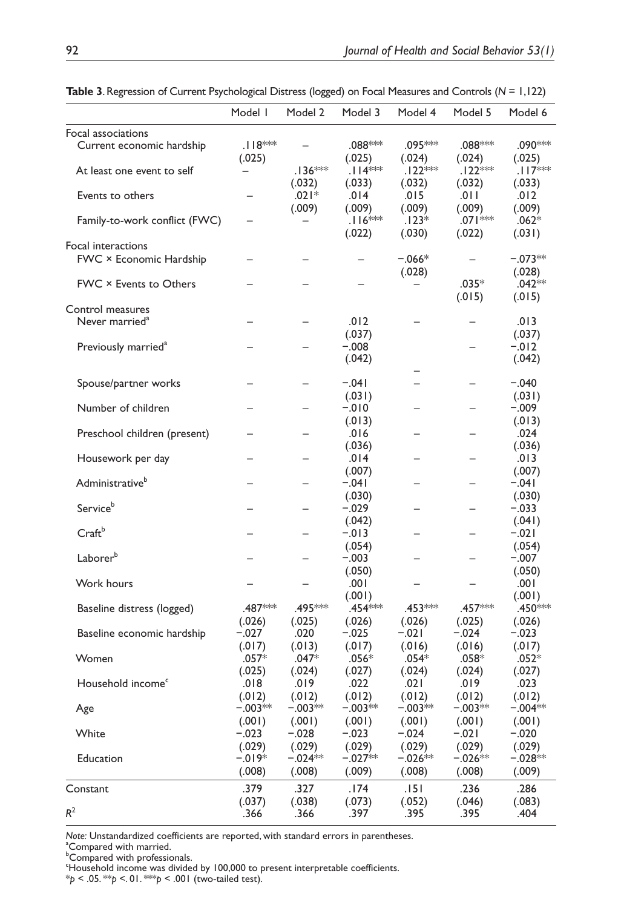**Table 3.** Regression of Current Psychological Distress (logged) on Focal Measures and Controls ($N$ = 1,122)

| | Model 1 | Model 2 | Model 3 | Model 4 | Model 5 | Model 6 |
|---|---|---|---|---|---|---|
| Focal associations | | | | | | |
| Current economic hardship | .118*** (.025) | – | .088*** (.025) | .095*** (.024) | .088*** (.024) | .090*** (.025) |
| At least one event to self | – | .136*** (.032) | .114*** (.033) | .122*** (.032) | .122*** (.032) | .117*** (.033) |
| Events to others | – | .021* (.009) | .014 (.009) | .015 (.009) | .011 (.009) | .012 (.009) |
| Family-to-work conflict (FWC) | – | – | .116*** (.022) | .123* (.030) | .071*** (.022) | .062* (.031) |
| Focal interactions | | | | | | |
| FWC × Economic Hardship | – | – | – | −.066* (.028) | – | −.073** (.028) |
| FWC × Events to Others | – | – | – | – | .035* (.015) | .042** (.015) |
| Control measures | | | | | | |
| Never married[a] | – | – | .012 (.037) | – | – | .013 (.037) |
| Previously married[a] | – | – | −.008 (.042) | – | – | −.012 (.042) |
| Spouse/partner works | – | – | −.041 (.031) | – | – | −.040 (.031) |
| Number of children | – | – | −.010 (.013) | – | – | −.009 (.013) |
| Preschool children (present) | – | – | .016 (.036) | – | – | .024 (.036) |
| Housework per day | – | – | .014 (.007) | – | – | .013 (.007) |
| Administrative[b] | – | – | −.041 (.030) | – | – | −.041 (.030) |
| Service[b] | – | – | −.029 (.042) | – | – | −.033 (.041) |
| Craft[b] | – | – | −.013 (.054) | – | – | −.021 (.054) |
| Laborer[b] | – | – | −.003 (.050) | – | – | −.007 (.050) |
| Work hours | – | – | .001 (.001) | – | – | .001 (.001) |
| Baseline distress (logged) | .487*** (.026) | .495*** (.025) | .454*** (.026) | .453*** (.026) | .457*** (.025) | .450*** (.026) |
| Baseline economic hardship | −.027 (.017) | .020 (.013) | −.025 (.017) | −.021 (.016) | −.024 (.016) | −.023 (.017) |
| Women | .057* (.025) | .047* (.024) | .056* (.027) | .054* (.024) | .058* (.024) | .052* (.027) |
| Household income[c] | .018 (.012) | .019 (.012) | .022 (.012) | .021 (.012) | .019 (.012) | .023 (.012) |
| Age | −.003** (.001) | −.003** (.001) | −.003** (.001) | −.003** (.001) | −.003** (.001) | −.004** (.001) |
| White | −.023 (.029) | −.028 (.029) | −.023 (.029) | −.024 (.029) | −.021 (.029) | −.020 (.029) |
| Education | −.019* (.008) | −.024** (.008) | −.027** (.009) | −.026** (.008) | −.026** (.008) | −.028** (.009) |
| Constant | .379 (.037) | .327 (.038) | .174 (.073) | .151 (.052) | .236 (.046) | .286 (.083) |
| $R^2$ | .366 | .366 | .397 | .395 | .395 | .404 |

*Note:* Unstandardized coefficients are reported, with standard errors in parentheses.
[a]Compared with married.
[b]Compared with professionals.
[c]Household income was divided by 100,000 to present interpretable coefficients.
*$p$ < .05. **$p$ <. 01. ***$p$ < .001 (two-tailed test).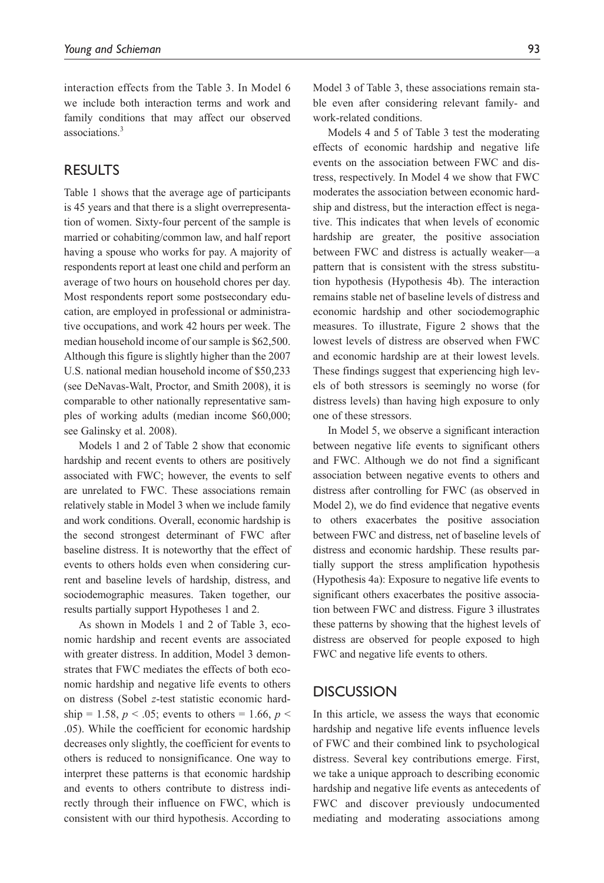interaction effects from the Table 3. In Model 6 we include both interaction terms and work and family conditions that may affect our observed associations.[3]

## RESULTS

Table 1 shows that the average age of participants is 45 years and that there is a slight overrepresentation of women. Sixty-four percent of the sample is married or cohabiting/common law, and half report having a spouse who works for pay. A majority of respondents report at least one child and perform an average of two hours on household chores per day. Most respondents report some postsecondary education, are employed in professional or administrative occupations, and work 42 hours per week. The median household income of our sample is \$62,500. Although this figure is slightly higher than the 2007 U.S. national median household income of \$50,233 (see DeNavas-Walt, Proctor, and Smith 2008), it is comparable to other nationally representative samples of working adults (median income \$60,000; see Galinsky et al. 2008).

Models 1 and 2 of Table 2 show that economic hardship and recent events to others are positively associated with FWC; however, the events to self are unrelated to FWC. These associations remain relatively stable in Model 3 when we include family and work conditions. Overall, economic hardship is the second strongest determinant of FWC after baseline distress. It is noteworthy that the effect of events to others holds even when considering current and baseline levels of hardship, distress, and sociodemographic measures. Taken together, our results partially support Hypotheses 1 and 2.

As shown in Models 1 and 2 of Table 3, economic hardship and recent events are associated with greater distress. In addition, Model 3 demonstrates that FWC mediates the effects of both economic hardship and negative life events to others on distress (Sobel *z*-test statistic economic hardship = 1.58, $p < .05$; events to others = 1.66, $p < .05$). While the coefficient for economic hardship decreases only slightly, the coefficient for events to others is reduced to nonsignificance. One way to interpret these patterns is that economic hardship and events to others contribute to distress indirectly through their influence on FWC, which is consistent with our third hypothesis. According to Model 3 of Table 3, these associations remain stable even after considering relevant family- and work-related conditions.

Models 4 and 5 of Table 3 test the moderating effects of economic hardship and negative life events on the association between FWC and distress, respectively. In Model 4 we show that FWC moderates the association between economic hardship and distress, but the interaction effect is negative. This indicates that when levels of economic hardship are greater, the positive association between FWC and distress is actually weaker—a pattern that is consistent with the stress substitution hypothesis (Hypothesis 4b). The interaction remains stable net of baseline levels of distress and economic hardship and other sociodemographic measures. To illustrate, Figure 2 shows that the lowest levels of distress are observed when FWC and economic hardship are at their lowest levels. These findings suggest that experiencing high levels of both stressors is seemingly no worse (for distress levels) than having high exposure to only one of these stressors.

In Model 5, we observe a significant interaction between negative life events to significant others and FWC. Although we do not find a significant association between negative events to others and distress after controlling for FWC (as observed in Model 2), we do find evidence that negative events to others exacerbates the positive association between FWC and distress, net of baseline levels of distress and economic hardship. These results partially support the stress amplification hypothesis (Hypothesis 4a): Exposure to negative life events to significant others exacerbates the positive association between FWC and distress. Figure 3 illustrates these patterns by showing that the highest levels of distress are observed for people exposed to high FWC and negative life events to others.

## DISCUSSION

In this article, we assess the ways that economic hardship and negative life events influence levels of FWC and their combined link to psychological distress. Several key contributions emerge. First, we take a unique approach to describing economic hardship and negative life events as antecedents of FWC and discover previously undocumented mediating and moderating associations among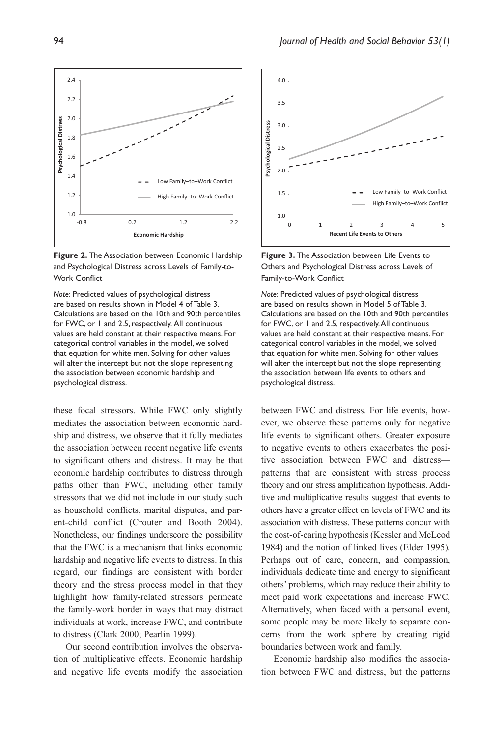**Figure 2.** The Association between Economic Hardship and Psychological Distress across Levels of Family-to-Work Conflict

*Note:* Predicted values of psychological distress are based on results shown in Model 4 of Table 3. Calculations are based on the 10th and 90th percentiles for FWC, or 1 and 2.5, respectively. All continuous values are held constant at their respective means. For categorical control variables in the model, we solved that equation for white men. Solving for other values will alter the intercept but not the slope representing the association between economic hardship and psychological distress.

**Figure 3.** The Association between Life Events to Others and Psychological Distress across Levels of Family-to-Work Conflict

*Note:* Predicted values of psychological distress are based on results shown in Model 5 of Table 3. Calculations are based on the 10th and 90th percentiles for FWC, or 1 and 2.5, respectively. All continuous values are held constant at their respective means. For categorical control variables in the model, we solved that equation for white men. Solving for other values will alter the intercept but not the slope representing the association between life events to others and psychological distress.

these focal stressors. While FWC only slightly mediates the association between economic hardship and distress, we observe that it fully mediates the association between recent negative life events to significant others and distress. It may be that economic hardship contributes to distress through paths other than FWC, including other family stressors that we did not include in our study such as household conflicts, marital disputes, and parent-child conflict (Crouter and Booth 2004). Nonetheless, our findings underscore the possibility that the FWC is a mechanism that links economic hardship and negative life events to distress. In this regard, our findings are consistent with border theory and the stress process model in that they highlight how family-related stressors permeate the family-work border in ways that may distract individuals at work, increase FWC, and contribute to distress (Clark 2000; Pearlin 1999).

Our second contribution involves the observation of multiplicative effects. Economic hardship and negative life events modify the association between FWC and distress. For life events, however, we observe these patterns only for negative life events to significant others. Greater exposure to negative events to others exacerbates the positive association between FWC and distress—patterns that are consistent with stress process theory and our stress amplification hypothesis. Additive and multiplicative results suggest that events to others have a greater effect on levels of FWC and its association with distress. These patterns concur with the cost-of-caring hypothesis (Kessler and McLeod 1984) and the notion of linked lives (Elder 1995). Perhaps out of care, concern, and compassion, individuals dedicate time and energy to significant others' problems, which may reduce their ability to meet paid work expectations and increase FWC. Alternatively, when faced with a personal event, some people may be more likely to separate concerns from the work sphere by creating rigid boundaries between work and family.

Economic hardship also modifies the association between FWC and distress, but the patterns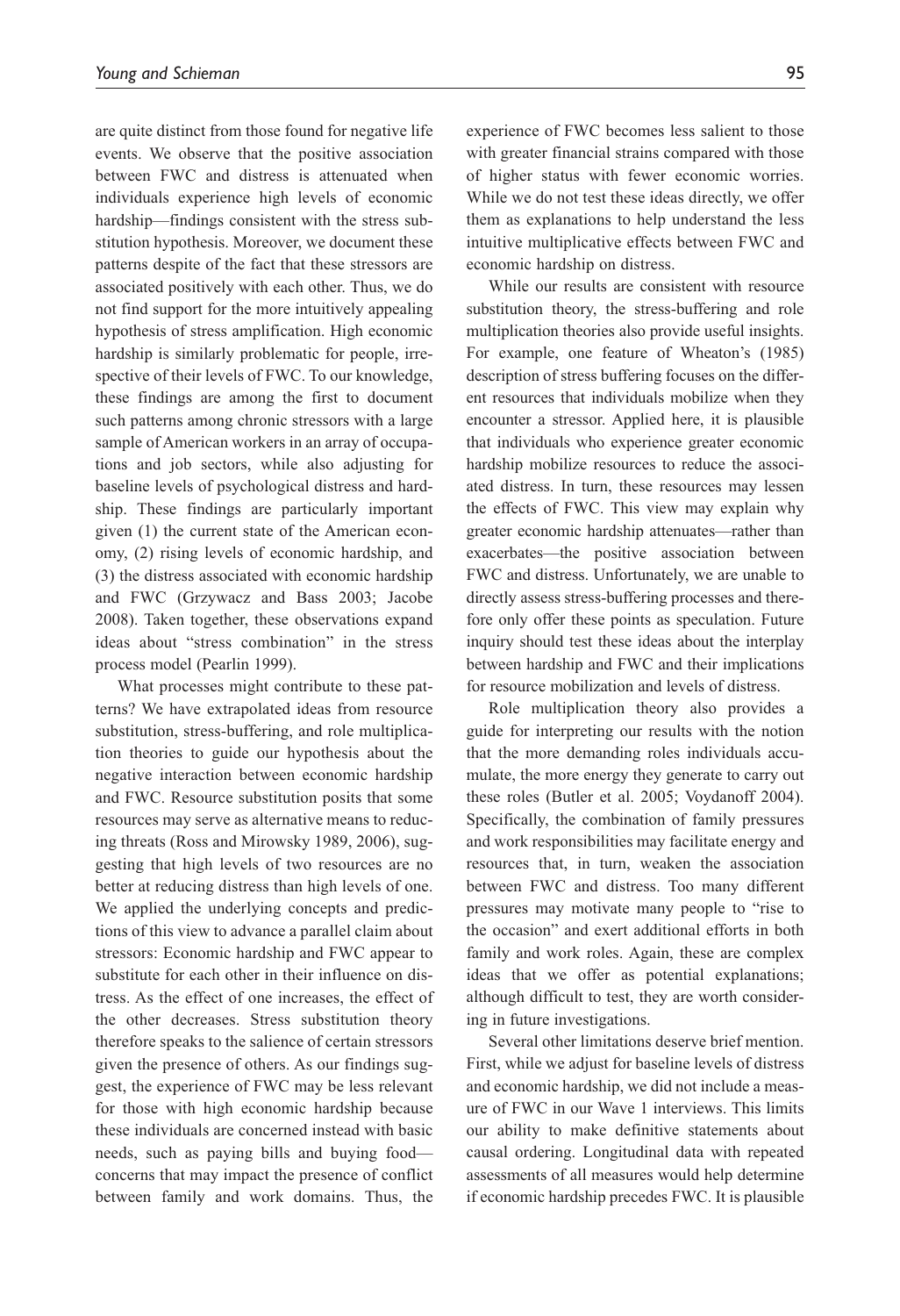are quite distinct from those found for negative life events. We observe that the positive association between FWC and distress is attenuated when individuals experience high levels of economic hardship—findings consistent with the stress substitution hypothesis. Moreover, we document these patterns despite of the fact that these stressors are associated positively with each other. Thus, we do not find support for the more intuitively appealing hypothesis of stress amplification. High economic hardship is similarly problematic for people, irrespective of their levels of FWC. To our knowledge, these findings are among the first to document such patterns among chronic stressors with a large sample of American workers in an array of occupations and job sectors, while also adjusting for baseline levels of psychological distress and hardship. These findings are particularly important given (1) the current state of the American economy, (2) rising levels of economic hardship, and (3) the distress associated with economic hardship and FWC (Grzywacz and Bass 2003; Jacobe 2008). Taken together, these observations expand ideas about "stress combination" in the stress process model (Pearlin 1999).

What processes might contribute to these patterns? We have extrapolated ideas from resource substitution, stress-buffering, and role multiplication theories to guide our hypothesis about the negative interaction between economic hardship and FWC. Resource substitution posits that some resources may serve as alternative means to reducing threats (Ross and Mirowsky 1989, 2006), suggesting that high levels of two resources are no better at reducing distress than high levels of one. We applied the underlying concepts and predictions of this view to advance a parallel claim about stressors: Economic hardship and FWC appear to substitute for each other in their influence on distress. As the effect of one increases, the effect of the other decreases. Stress substitution theory therefore speaks to the salience of certain stressors given the presence of others. As our findings suggest, the experience of FWC may be less relevant for those with high economic hardship because these individuals are concerned instead with basic needs, such as paying bills and buying food—concerns that may impact the presence of conflict between family and work domains. Thus, the experience of FWC becomes less salient to those with greater financial strains compared with those of higher status with fewer economic worries. While we do not test these ideas directly, we offer them as explanations to help understand the less intuitive multiplicative effects between FWC and economic hardship on distress.

While our results are consistent with resource substitution theory, the stress-buffering and role multiplication theories also provide useful insights. For example, one feature of Wheaton's (1985) description of stress buffering focuses on the different resources that individuals mobilize when they encounter a stressor. Applied here, it is plausible that individuals who experience greater economic hardship mobilize resources to reduce the associated distress. In turn, these resources may lessen the effects of FWC. This view may explain why greater economic hardship attenuates—rather than exacerbates—the positive association between FWC and distress. Unfortunately, we are unable to directly assess stress-buffering processes and therefore only offer these points as speculation. Future inquiry should test these ideas about the interplay between hardship and FWC and their implications for resource mobilization and levels of distress.

Role multiplication theory also provides a guide for interpreting our results with the notion that the more demanding roles individuals accumulate, the more energy they generate to carry out these roles (Butler et al. 2005; Voydanoff 2004). Specifically, the combination of family pressures and work responsibilities may facilitate energy and resources that, in turn, weaken the association between FWC and distress. Too many different pressures may motivate many people to "rise to the occasion" and exert additional efforts in both family and work roles. Again, these are complex ideas that we offer as potential explanations; although difficult to test, they are worth considering in future investigations.

Several other limitations deserve brief mention. First, while we adjust for baseline levels of distress and economic hardship, we did not include a measure of FWC in our Wave 1 interviews. This limits our ability to make definitive statements about causal ordering. Longitudinal data with repeated assessments of all measures would help determine if economic hardship precedes FWC. It is plausible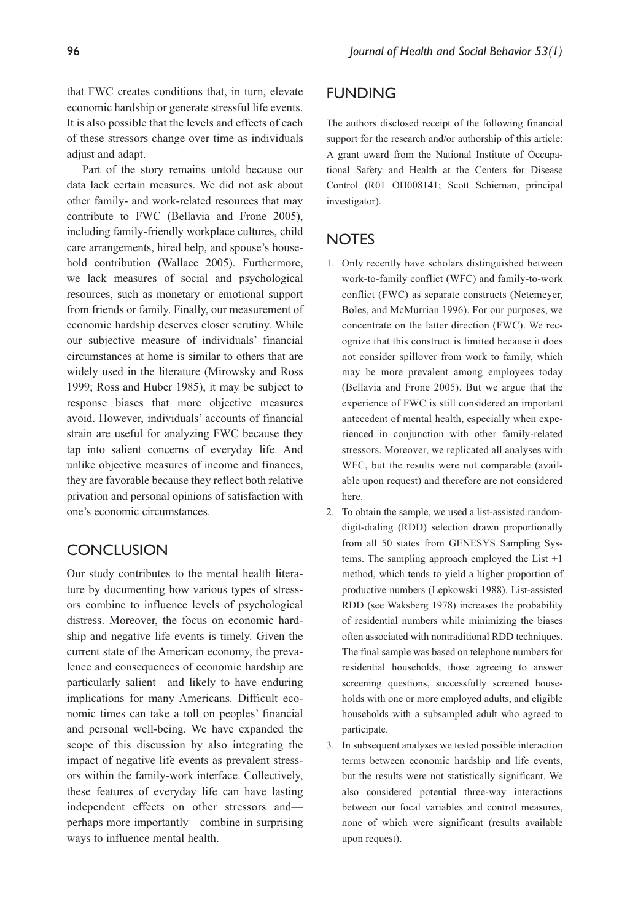that FWC creates conditions that, in turn, elevate economic hardship or generate stressful life events. It is also possible that the levels and effects of each of these stressors change over time as individuals adjust and adapt.

Part of the story remains untold because our data lack certain measures. We did not ask about other family- and work-related resources that may contribute to FWC (Bellavia and Frone 2005), including family-friendly workplace cultures, child care arrangements, hired help, and spouse's household contribution (Wallace 2005). Furthermore, we lack measures of social and psychological resources, such as monetary or emotional support from friends or family. Finally, our measurement of economic hardship deserves closer scrutiny. While our subjective measure of individuals' financial circumstances at home is similar to others that are widely used in the literature (Mirowsky and Ross 1999; Ross and Huber 1985), it may be subject to response biases that more objective measures avoid. However, individuals' accounts of financial strain are useful for analyzing FWC because they tap into salient concerns of everyday life. And unlike objective measures of income and finances, they are favorable because they reflect both relative privation and personal opinions of satisfaction with one's economic circumstances.

## CONCLUSION

Our study contributes to the mental health literature by documenting how various types of stressors combine to influence levels of psychological distress. Moreover, the focus on economic hardship and negative life events is timely. Given the current state of the American economy, the prevalence and consequences of economic hardship are particularly salient—and likely to have enduring implications for many Americans. Difficult economic times can take a toll on peoples' financial and personal well-being. We have expanded the scope of this discussion by also integrating the impact of negative life events as prevalent stressors within the family-work interface. Collectively, these features of everyday life can have lasting independent effects on other stressors and—perhaps more importantly—combine in surprising ways to influence mental health.

## FUNDING

The authors disclosed receipt of the following financial support for the research and/or authorship of this article: A grant award from the National Institute of Occupational Safety and Health at the Centers for Disease Control (R01 OH008141; Scott Schieman, principal investigator).

## NOTES

1. Only recently have scholars distinguished between work-to-family conflict (WFC) and family-to-work conflict (FWC) as separate constructs (Netemeyer, Boles, and McMurrian 1996). For our purposes, we concentrate on the latter direction (FWC). We recognize that this construct is limited because it does not consider spillover from work to family, which may be more prevalent among employees today (Bellavia and Frone 2005). But we argue that the experience of FWC is still considered an important antecedent of mental health, especially when experienced in conjunction with other family-related stressors. Moreover, we replicated all analyses with WFC, but the results were not comparable (available upon request) and therefore are not considered here.
2. To obtain the sample, we used a list-assisted random-digit-dialing (RDD) selection drawn proportionally from all 50 states from GENESYS Sampling Systems. The sampling approach employed the List +1 method, which tends to yield a higher proportion of productive numbers (Lepkowski 1988). List-assisted RDD (see Waksberg 1978) increases the probability of residential numbers while minimizing the biases often associated with nontraditional RDD techniques. The final sample was based on telephone numbers for residential households, those agreeing to answer screening questions, successfully screened households with one or more employed adults, and eligible households with a subsampled adult who agreed to participate.
3. In subsequent analyses we tested possible interaction terms between economic hardship and life events, but the results were not statistically significant. We also considered potential three-way interactions between our focal variables and control measures, none of which were significant (results available upon request).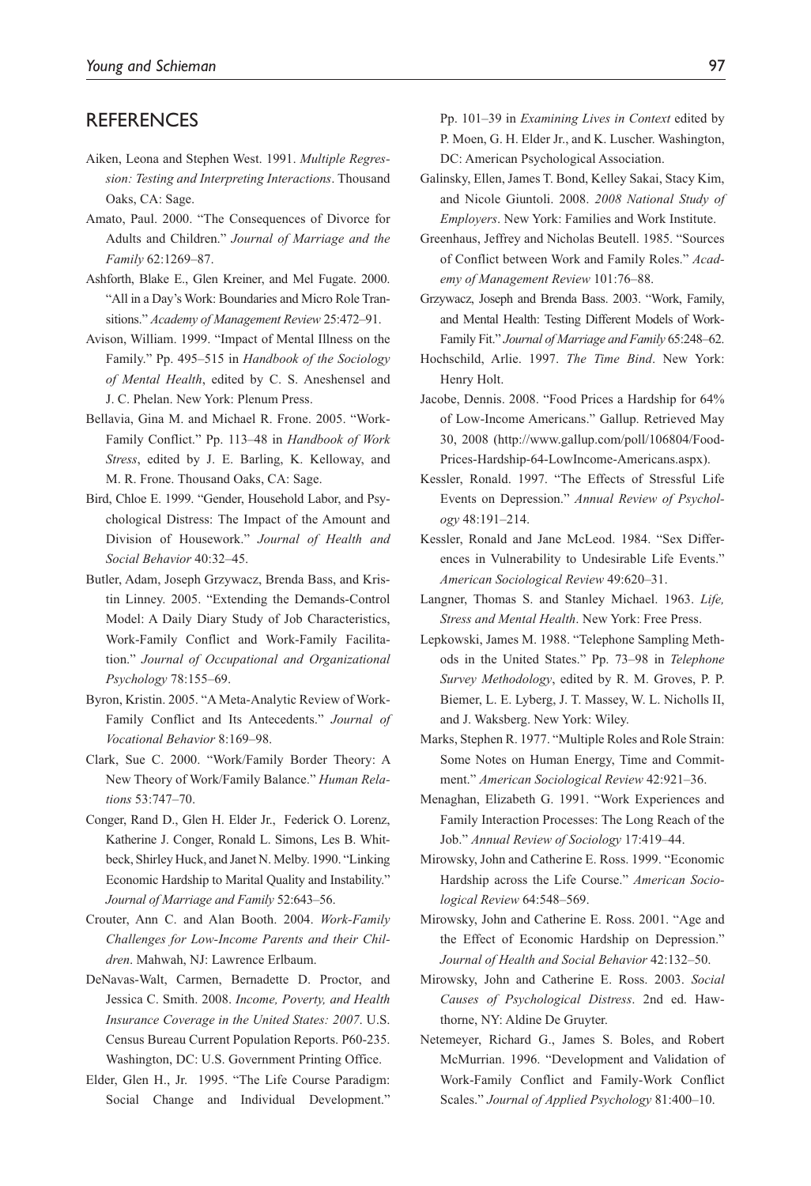## REFERENCES

Aiken, Leona and Stephen West. 1991. *Multiple Regression: Testing and Interpreting Interactions*. Thousand Oaks, CA: Sage.

Amato, Paul. 2000. "The Consequences of Divorce for Adults and Children." *Journal of Marriage and the Family* 62:1269–87.

Ashforth, Blake E., Glen Kreiner, and Mel Fugate. 2000. "All in a Day's Work: Boundaries and Micro Role Transitions." *Academy of Management Review* 25:472–91.

Avison, William. 1999. "Impact of Mental Illness on the Family." Pp. 495–515 in *Handbook of the Sociology of Mental Health*, edited by C. S. Aneshensel and J. C. Phelan. New York: Plenum Press.

Bellavia, Gina M. and Michael R. Frone. 2005. "Work-Family Conflict." Pp. 113–48 in *Handbook of Work Stress*, edited by J. E. Barling, K. Kelloway, and M. R. Frone. Thousand Oaks, CA: Sage.

Bird, Chloe E. 1999. "Gender, Household Labor, and Psychological Distress: The Impact of the Amount and Division of Housework." *Journal of Health and Social Behavior* 40:32–45.

Butler, Adam, Joseph Grzywacz, Brenda Bass, and Kristin Linney. 2005. "Extending the Demands-Control Model: A Daily Diary Study of Job Characteristics, Work-Family Conflict and Work-Family Facilitation." *Journal of Occupational and Organizational Psychology* 78:155–69.

Byron, Kristin. 2005. "A Meta-Analytic Review of Work-Family Conflict and Its Antecedents." *Journal of Vocational Behavior* 8:169–98.

Clark, Sue C. 2000. "Work/Family Border Theory: A New Theory of Work/Family Balance." *Human Relations* 53:747–70.

Conger, Rand D., Glen H. Elder Jr., Federick O. Lorenz, Katherine J. Conger, Ronald L. Simons, Les B. Whitbeck, Shirley Huck, and Janet N. Melby. 1990. "Linking Economic Hardship to Marital Quality and Instability." *Journal of Marriage and Family* 52:643–56.

Crouter, Ann C. and Alan Booth. 2004. *Work-Family Challenges for Low-Income Parents and their Children*. Mahwah, NJ: Lawrence Erlbaum.

DeNavas-Walt, Carmen, Bernadette D. Proctor, and Jessica C. Smith. 2008. *Income, Poverty, and Health Insurance Coverage in the United States: 2007*. U.S. Census Bureau Current Population Reports. P60-235. Washington, DC: U.S. Government Printing Office.

Elder, Glen H., Jr. 1995. "The Life Course Paradigm: Social Change and Individual Development." Pp. 101–39 in *Examining Lives in Context* edited by P. Moen, G. H. Elder Jr., and K. Luscher. Washington, DC: American Psychological Association.

Galinsky, Ellen, James T. Bond, Kelley Sakai, Stacy Kim, and Nicole Giuntoli. 2008. *2008 National Study of Employers*. New York: Families and Work Institute.

Greenhaus, Jeffrey and Nicholas Beutell. 1985. "Sources of Conflict between Work and Family Roles." *Academy of Management Review* 101:76–88.

Grzywacz, Joseph and Brenda Bass. 2003. "Work, Family, and Mental Health: Testing Different Models of Work-Family Fit." *Journal of Marriage and Family* 65:248–62.

Hochschild, Arlie. 1997. *The Time Bind*. New York: Henry Holt.

Jacobe, Dennis. 2008. "Food Prices a Hardship for 64% of Low-Income Americans." Gallup. Retrieved May 30, 2008 (http://www.gallup.com/poll/106804/Food-Prices-Hardship-64-LowIncome-Americans.aspx).

Kessler, Ronald. 1997. "The Effects of Stressful Life Events on Depression." *Annual Review of Psychology* 48:191–214.

Kessler, Ronald and Jane McLeod. 1984. "Sex Differences in Vulnerability to Undesirable Life Events." *American Sociological Review* 49:620–31.

Langner, Thomas S. and Stanley Michael. 1963. *Life, Stress and Mental Health*. New York: Free Press.

Lepkowski, James M. 1988. "Telephone Sampling Methods in the United States." Pp. 73–98 in *Telephone Survey Methodology*, edited by R. M. Groves, P. P. Biemer, L. E. Lyberg, J. T. Massey, W. L. Nicholls II, and J. Waksberg. New York: Wiley.

Marks, Stephen R. 1977. "Multiple Roles and Role Strain: Some Notes on Human Energy, Time and Commitment." *American Sociological Review* 42:921–36.

Menaghan, Elizabeth G. 1991. "Work Experiences and Family Interaction Processes: The Long Reach of the Job." *Annual Review of Sociology* 17:419–44.

Mirowsky, John and Catherine E. Ross. 1999. "Economic Hardship across the Life Course." *American Sociological Review* 64:548–569.

Mirowsky, John and Catherine E. Ross. 2001. "Age and the Effect of Economic Hardship on Depression." *Journal of Health and Social Behavior* 42:132–50.

Mirowsky, John and Catherine E. Ross. 2003. *Social Causes of Psychological Distress*. 2nd ed. Hawthorne, NY: Aldine De Gruyter.

Netemeyer, Richard G., James S. Boles, and Robert McMurrian. 1996. "Development and Validation of Work-Family Conflict and Family-Work Conflict Scales." *Journal of Applied Psychology* 81:400–10.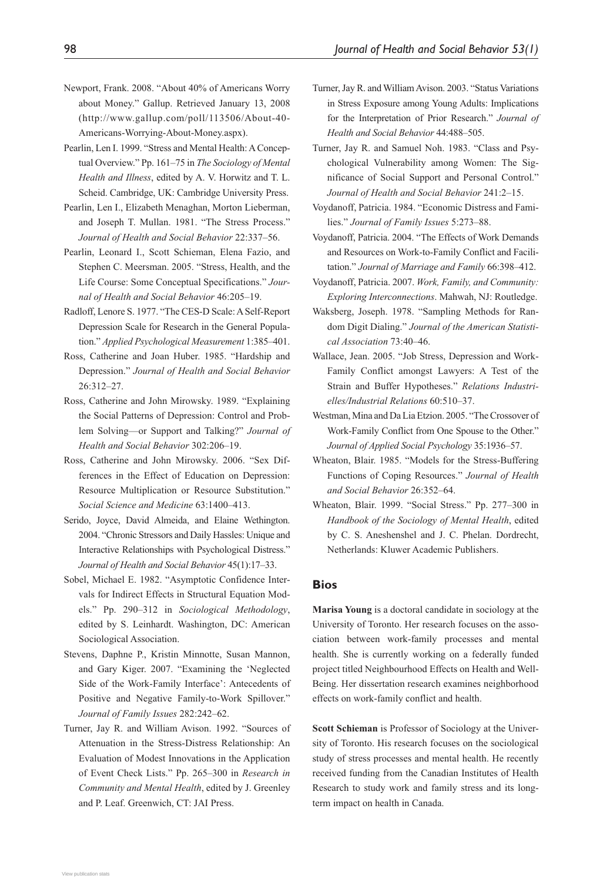Newport, Frank. 2008. "About 40% of Americans Worry about Money." Gallup. Retrieved January 13, 2008 (http://www.gallup.com/poll/113506/About-40-Americans-Worrying-About-Money.aspx).

Pearlin, Len I. 1999. "Stress and Mental Health: A Conceptual Overview." Pp. 161–75 in *The Sociology of Mental Health and Illness*, edited by A. V. Horwitz and T. L. Scheid. Cambridge, UK: Cambridge University Press.

Pearlin, Len I., Elizabeth Menaghan, Morton Lieberman, and Joseph T. Mullan. 1981. "The Stress Process." *Journal of Health and Social Behavior* 22:337–56.

Pearlin, Leonard I., Scott Schieman, Elena Fazio, and Stephen C. Meersman. 2005. "Stress, Health, and the Life Course: Some Conceptual Specifications." *Journal of Health and Social Behavior* 46:205–19.

Radloff, Lenore S. 1977. "The CES-D Scale: A Self-Report Depression Scale for Research in the General Population." *Applied Psychological Measurement* 1:385–401.

Ross, Catherine and Joan Huber. 1985. "Hardship and Depression." *Journal of Health and Social Behavior* 26:312–27.

Ross, Catherine and John Mirowsky. 1989. "Explaining the Social Patterns of Depression: Control and Problem Solving—or Support and Talking?" *Journal of Health and Social Behavior* 302:206–19.

Ross, Catherine and John Mirowsky. 2006. "Sex Differences in the Effect of Education on Depression: Resource Multiplication or Resource Substitution." *Social Science and Medicine* 63:1400–413.

Serido, Joyce, David Almeida, and Elaine Wethington. 2004. "Chronic Stressors and Daily Hassles: Unique and Interactive Relationships with Psychological Distress." *Journal of Health and Social Behavior* 45(1):17–33.

Sobel, Michael E. 1982. "Asymptotic Confidence Intervals for Indirect Effects in Structural Equation Models." Pp. 290–312 in *Sociological Methodology*, edited by S. Leinhardt. Washington, DC: American Sociological Association.

Stevens, Daphne P., Kristin Minnotte, Susan Mannon, and Gary Kiger. 2007. "Examining the 'Neglected Side of the Work-Family Interface': Antecedents of Positive and Negative Family-to-Work Spillover." *Journal of Family Issues* 282:242–62.

Turner, Jay R. and William Avison. 1992. "Sources of Attenuation in the Stress-Distress Relationship: An Evaluation of Modest Innovations in the Application of Event Check Lists." Pp. 265–300 in *Research in Community and Mental Health*, edited by J. Greenley and P. Leaf. Greenwich, CT: JAI Press.

Turner, Jay R. and William Avison. 2003. "Status Variations in Stress Exposure among Young Adults: Implications for the Interpretation of Prior Research." *Journal of Health and Social Behavior* 44:488–505.

Turner, Jay R. and Samuel Noh. 1983. "Class and Psychological Vulnerability among Women: The Significance of Social Support and Personal Control." *Journal of Health and Social Behavior* 241:2–15.

Voydanoff, Patricia. 1984. "Economic Distress and Families." *Journal of Family Issues* 5:273–88.

Voydanoff, Patricia. 2004. "The Effects of Work Demands and Resources on Work-to-Family Conflict and Facilitation." *Journal of Marriage and Family* 66:398–412.

Voydanoff, Patricia. 2007. *Work, Family, and Community: Exploring Interconnections*. Mahwah, NJ: Routledge.

Waksberg, Joseph. 1978. "Sampling Methods for Random Digit Dialing." *Journal of the American Statistical Association* 73:40–46.

Wallace, Jean. 2005. "Job Stress, Depression and Work-Family Conflict amongst Lawyers: A Test of the Strain and Buffer Hypotheses." *Relations Industrielles/Industrial Relations* 60:510–37.

Westman, Mina and Da Lia Etzion. 2005. "The Crossover of Work-Family Conflict from One Spouse to the Other." *Journal of Applied Social Psychology* 35:1936–57.

Wheaton, Blair. 1985. "Models for the Stress-Buffering Functions of Coping Resources." *Journal of Health and Social Behavior* 26:352–64.

Wheaton, Blair. 1999. "Social Stress." Pp. 277–300 in *Handbook of the Sociology of Mental Health*, edited by C. S. Aneshenshel and J. C. Phelan. Dordrecht, Netherlands: Kluwer Academic Publishers.

## Bios

**Marisa Young** is a doctoral candidate in sociology at the University of Toronto. Her research focuses on the association between work-family processes and mental health. She is currently working on a federally funded project titled Neighbourhood Effects on Health and Well-Being. Her dissertation research examines neighborhood effects on work-family conflict and health.

**Scott Schieman** is Professor of Sociology at the University of Toronto. His research focuses on the sociological study of stress processes and mental health. He recently received funding from the Canadian Institutes of Health Research to study work and family stress and its long-term impact on health in Canada.